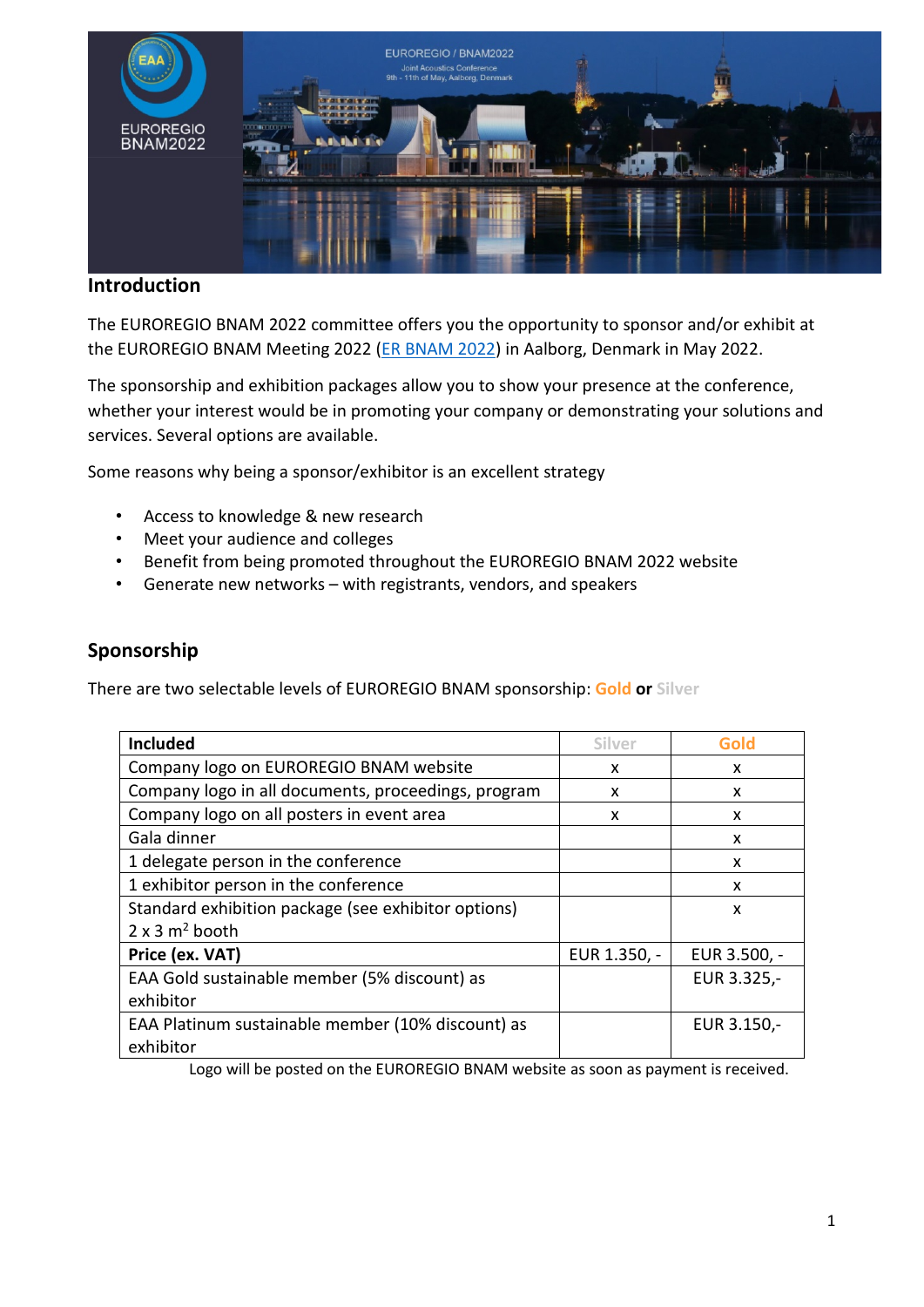## Introduction

The EUROREGIO BNAM 2022 committee offers you the opportunity to sponsor and/or exhibit at the EUROREGIO BNAM Meeting 2022 (ER BNAM 2022) in Aalborg, Denmark in May 2022.

The sponsorship and exhibition packages allow you to show your presence at the conference, whether your interest would be in promoting your company or demonstrating your solutions and services. Several options are available.

Some reasons why being a sponsor/exhibitor is an excellent strategy

- Access to knowledge & new research
- Meet your audience and colleges
- Benefit from being promoted throughout the EUROREGIO BNAM 2022 website
- Generate new networks – with registrants, vendors, and speakers

## Sponsorship

There are two selectable levels of EUROREGIO BNAM sponsorship: Gold **or** Silver

| **Included** | Silver | Gold |
|---|---|---|
| Company logo on EUROREGIO BNAM website | x | x |
| Company logo in all documents, proceedings, program | x | x |
| Company logo on all posters in event area | x | x |
| Gala dinner | | x |
| 1 delegate person in the conference | | x |
| 1 exhibitor person in the conference | | x |
| Standard exhibition package (see exhibitor options) 2 x 3 m² booth | | x |
| **Price (ex. VAT)** | EUR 1.350, - | EUR 3.500, - |
| EAA Gold sustainable member (5% discount) as exhibitor | | EUR 3.325,- |
| EAA Platinum sustainable member (10% discount) as exhibitor | | EUR 3.150,- |

Logo will be posted on the EUROREGIO BNAM website as soon as payment is received.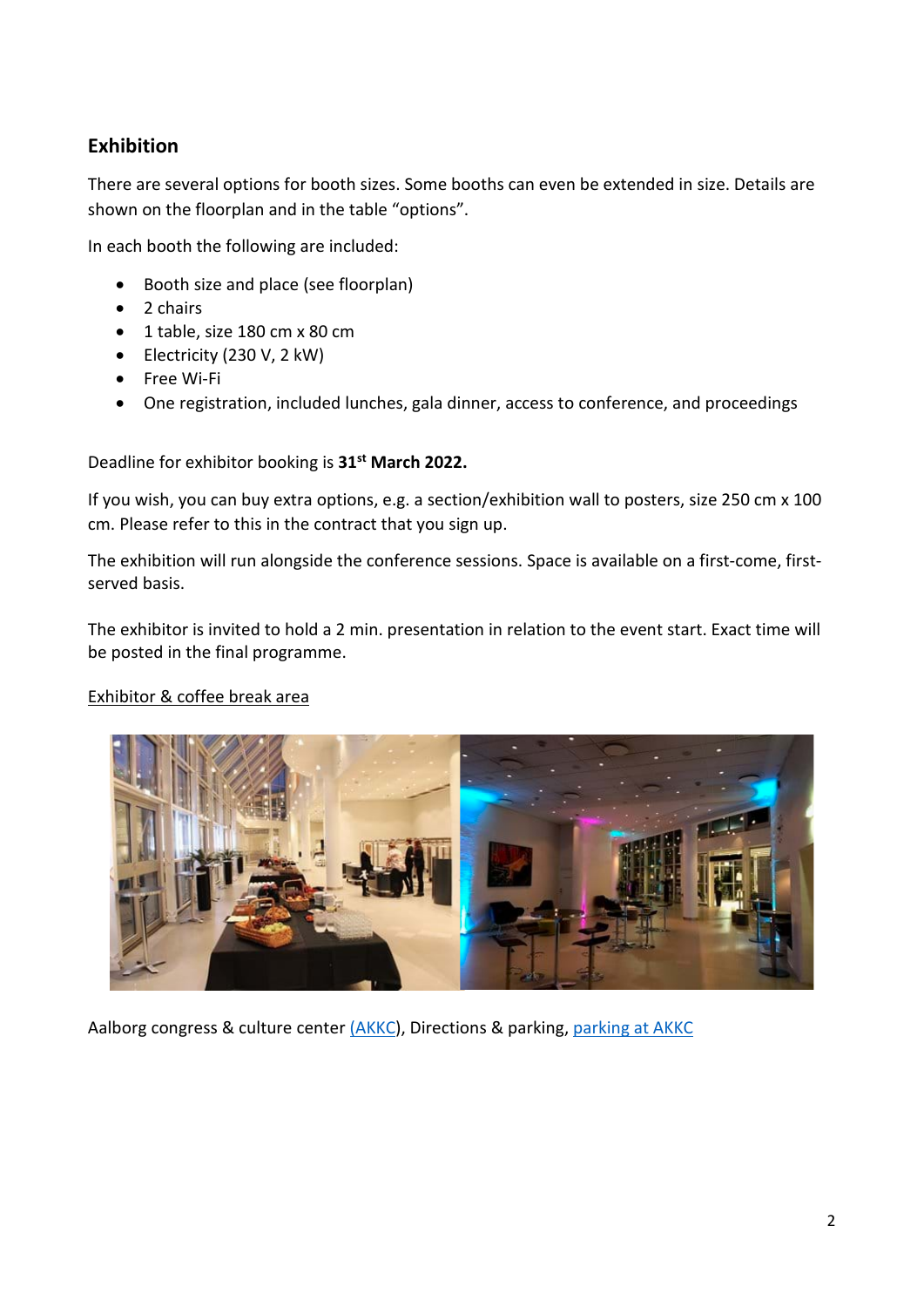## Exhibition

There are several options for booth sizes. Some booths can even be extended in size. Details are shown on the floorplan and in the table "options".

In each booth the following are included:

- Booth size and place (see floorplan)
- 2 chairs
- 1 table, size 180 cm x 80 cm
- Electricity (230 V, 2 kW)
- Free Wi-Fi
- One registration, included lunches, gala dinner, access to conference, and proceedings

Deadline for exhibitor booking is **31st March 2022.**

If you wish, you can buy extra options, e.g. a section/exhibition wall to posters, size 250 cm x 100 cm. Please refer to this in the contract that you sign up.

The exhibition will run alongside the conference sessions. Space is available on a first-come, first-served basis.

The exhibitor is invited to hold a 2 min. presentation in relation to the event start. Exact time will be posted in the final programme.

Exhibitor & coffee break area

Aalborg congress & culture center (AKKC), Directions & parking, parking at AKKC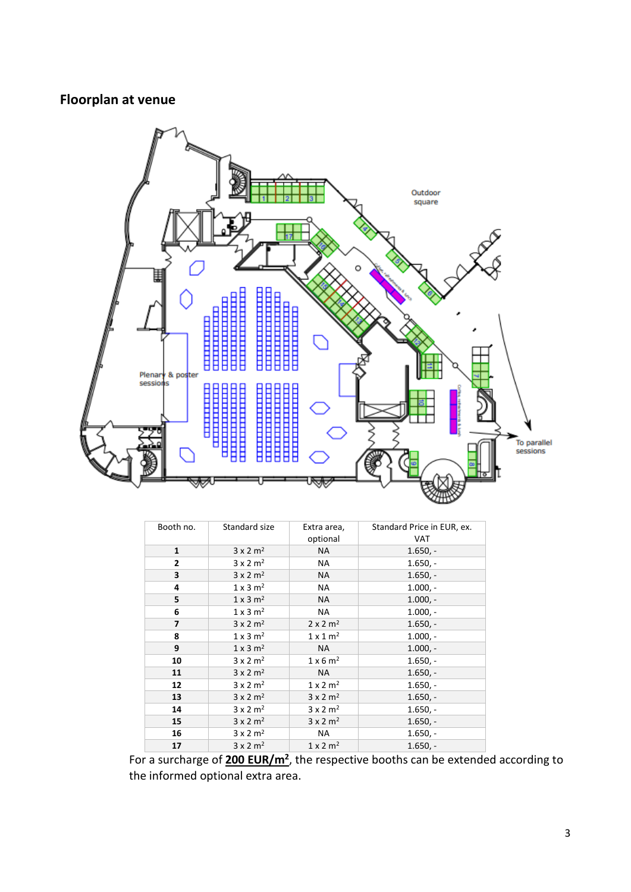## Floorplan at venue

| Booth no. | Standard size | Extra area, optional | Standard Price in EUR, ex. VAT |
|---|---|---|---|
| **1** | 3 x 2 m² | NA | 1.650, - |
| **2** | 3 x 2 m² | NA | 1.650, - |
| **3** | 3 x 2 m² | NA | 1.650, - |
| **4** | 1 x 3 m² | NA | 1.000, - |
| **5** | 1 x 3 m² | NA | 1.000, - |
| **6** | 1 x 3 m² | NA | 1.000, - |
| **7** | 3 x 2 m² | 2 x 2 m² | 1.650, - |
| **8** | 1 x 3 m² | 1 x 1 m² | 1.000, - |
| **9** | 1 x 3 m² | NA | 1.000, - |
| **10** | 3 x 2 m² | 1 x 6 m² | 1.650, - |
| **11** | 3 x 2 m² | NA | 1.650, - |
| **12** | 3 x 2 m² | 1 x 2 m² | 1.650, - |
| **13** | 3 x 2 m² | 3 x 2 m² | 1.650, - |
| **14** | 3 x 2 m² | 3 x 2 m² | 1.650, - |
| **15** | 3 x 2 m² | 3 x 2 m² | 1.650, - |
| **16** | 3 x 2 m² | NA | 1.650, - |
| **17** | 3 x 2 m² | 1 x 2 m² | 1.650, - |

For a surcharge of **200 EUR/m²**, the respective booths can be extended according to the informed optional extra area.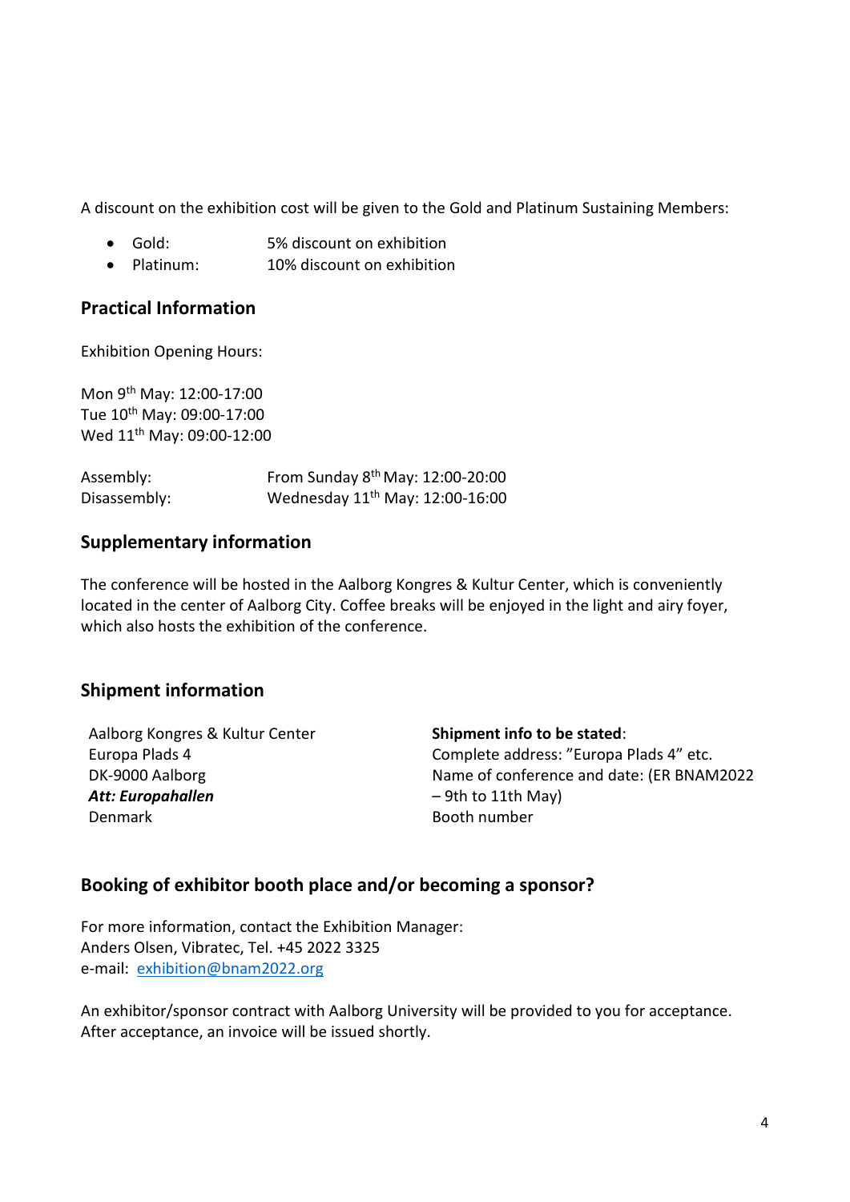A discount on the exhibition cost will be given to the Gold and Platinum Sustaining Members:

- Gold: 5% discount on exhibition
- Platinum: 10% discount on exhibition

## Practical Information

Exhibition Opening Hours:

Mon 9th May: 12:00-17:00
Tue 10th May: 09:00-17:00
Wed 11th May: 09:00-12:00

Assembly: From Sunday 8th May: 12:00-20:00
Disassembly: Wednesday 11th May: 12:00-16:00

## Supplementary information

The conference will be hosted in the Aalborg Kongres & Kultur Center, which is conveniently located in the center of Aalborg City. Coffee breaks will be enjoyed in the light and airy foyer, which also hosts the exhibition of the conference.

## Shipment information

Aalborg Kongres & Kultur Center
Europa Plads 4
DK-9000 Aalborg
***Att: Europahallen***
Denmark

**Shipment info to be stated**:
Complete address: ”Europa Plads 4” etc.
Name of conference and date: (ER BNAM2022 – 9th to 11th May)
Booth number

## Booking of exhibitor booth place and/or becoming a sponsor?

For more information, contact the Exhibition Manager:
Anders Olsen, Vibratec, Tel. +45 2022 3325
e-mail: exhibition@bnam2022.org

An exhibitor/sponsor contract with Aalborg University will be provided to you for acceptance. After acceptance, an invoice will be issued shortly.